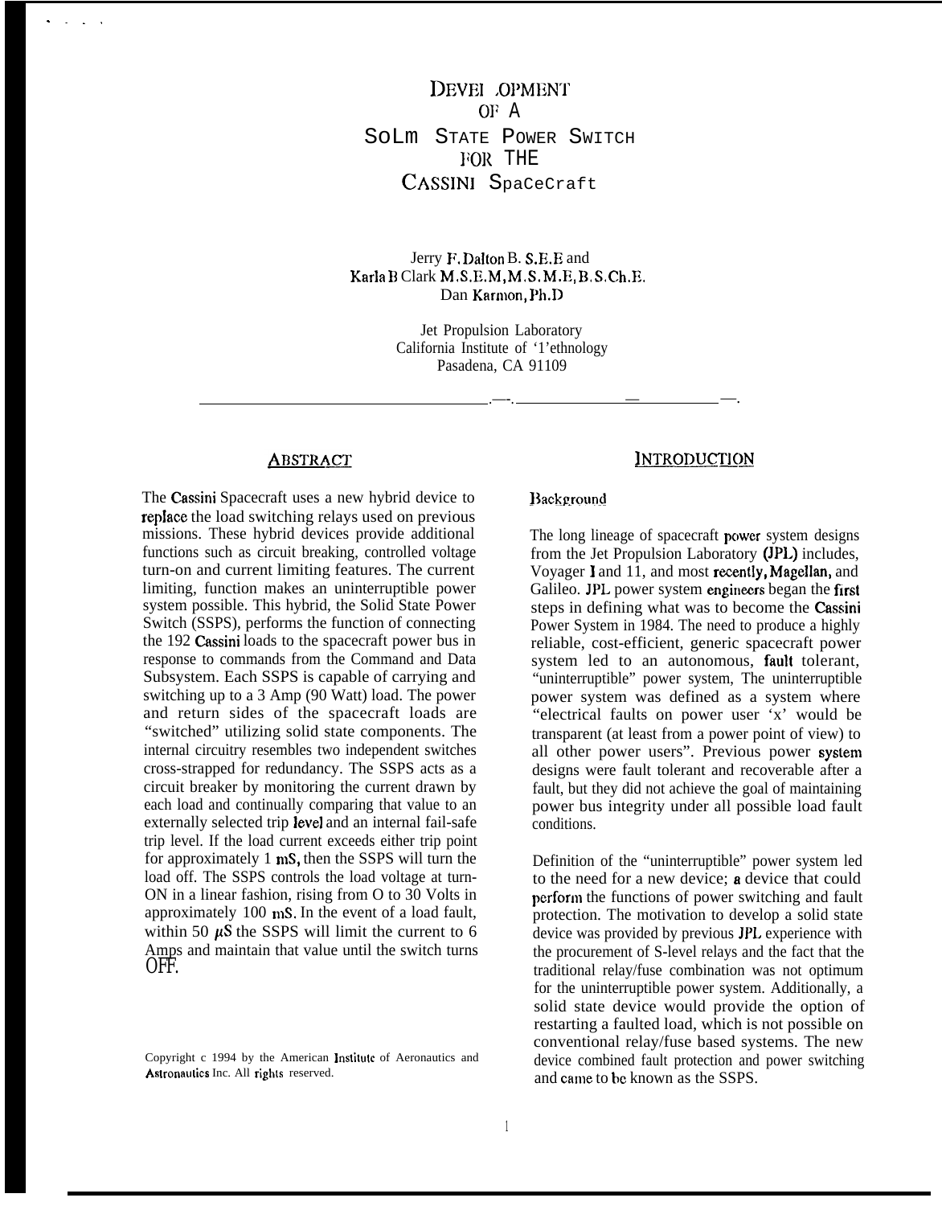# DEVEI .OPMENT OF A SoLm STATE POWER SWITCH FOR THE CASSINI SpaCeCraft

Jerry F. Dalton B. S.E.E and
Karla B Clark M.S.E.M, M.S. M.E, B.S.Ch.E.
Dan Karmon, Ph.D

Jet Propulsion Laboratory
California Institute of '1'ethnology
Pasadena, CA 91109

## ABSTRACT

The Cassini Spacecraft uses a new hybrid device to replace the load switching relays used on previous missions. These hybrid devices provide additional functions such as circuit breaking, controlled voltage turn-on and current limiting features. The current limiting, function makes an uninterruptible power system possible. This hybrid, the Solid State Power Switch (SSPS), performs the function of connecting the 192 Cassini loads to the spacecraft power bus in response to commands from the Command and Data Subsystem. Each SSPS is capable of carrying and switching up to a 3 Amp (90 Watt) load. The power and return sides of the spacecraft loads are "switched" utilizing solid state components. The internal circuitry resembles two independent switches cross-strapped for redundancy. The SSPS acts as a circuit breaker by monitoring the current drawn by each load and continually comparing that value to an externally selected trip level and an internal fail-safe trip level. If the load current exceeds either trip point for approximately 1 mS, then the SSPS will turn the load off. The SSPS controls the load voltage at turn-ON in a linear fashion, rising from O to 30 Volts in approximately 100 mS. In the event of a load fault, within 50 $\mu$S the SSPS will limit the current to 6 Amps and maintain that value until the switch turns OFF.

Copyright c 1994 by the American Institute of Aeronautics and Astronautics Inc. All rights reserved.

## INTRODUCTION

### Background

The long lineage of spacecraft power system designs from the Jet Propulsion Laboratory (JPL) includes, Voyager I and 11, and most recently, Magellan, and Galileo. JPL power system engineers began the first steps in defining what was to become the Cassini Power System in 1984. The need to produce a highly reliable, cost-efficient, generic spacecraft power system led to an autonomous, fault tolerant, "uninterruptible" power system, The uninterruptible power system was defined as a system where "electrical faults on power user 'x' would be transparent (at least from a power point of view) to all other power users". Previous power system designs were fault tolerant and recoverable after a fault, but they did not achieve the goal of maintaining power bus integrity under all possible load fault conditions.

Definition of the "uninterruptible" power system led to the need for a new device; a device that could perform the functions of power switching and fault protection. The motivation to develop a solid state device was provided by previous JPL experience with the procurement of S-level relays and the fact that the traditional relay/fuse combination was not optimum for the uninterruptible power system. Additionally, a solid state device would provide the option of restarting a faulted load, which is not possible on conventional relay/fuse based systems. The new device combined fault protection and power switching and came to be known as the SSPS.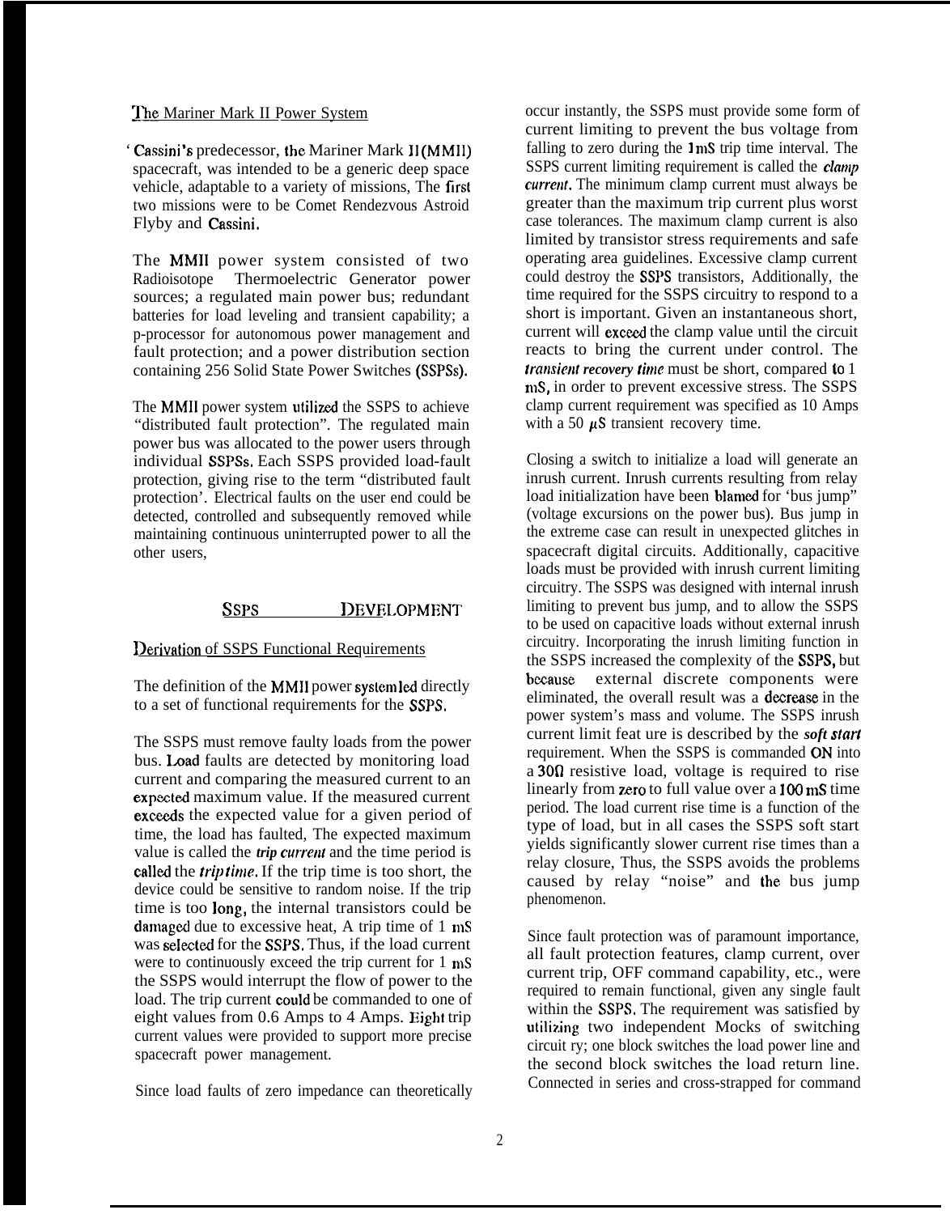### The Mariner Mark II Power System

Cassini's predecessor, the Mariner Mark II (MMII) spacecraft, was intended to be a generic deep space vehicle, adaptable to a variety of missions, The first two missions were to be Comet Rendezvous Astroid Flyby and Cassini.

The MMII power system consisted of two Radioisotope Thermoelectric Generator power sources; a regulated main power bus; redundant batteries for load leveling and transient capability; a p-processor for autonomous power management and fault protection; and a power distribution section containing 256 Solid State Power Switches (SSPSs).

The MMII power system utilized the SSPS to achieve "distributed fault protection". The regulated main power bus was allocated to the power users through individual SSPSs. Each SSPS provided load-fault protection, giving rise to the term "distributed fault protection'. Electrical faults on the user end could be detected, controlled and subsequently removed while maintaining continuous uninterrupted power to all the other users,

## SSPS DEVELOPMENT

### Derivation of SSPS Functional Requirements

The definition of the MMII power system led directly to a set of functional requirements for the SSPS.

The SSPS must remove faulty loads from the power bus. Load faults are detected by monitoring load current and comparing the measured current to an expected maximum value. If the measured current exceeds the expected value for a given period of time, the load has faulted, The expected maximum value is called the ***trip current*** and the time period is called the ***trip time***. If the trip time is too short, the device could be sensitive to random noise. If the trip time is too long, the internal transistors could be damaged due to excessive heat, A trip time of 1 mS was selected for the SSPS. Thus, if the load current were to continuously exceed the trip current for 1 mS the SSPS would interrupt the flow of power to the load. The trip current could be commanded to one of eight values from 0.6 Amps to 4 Amps. Eight trip current values were provided to support more precise spacecraft power management.

Since load faults of zero impedance can theoretically occur instantly, the SSPS must provide some form of current limiting to prevent the bus voltage from falling to zero during the 1mS trip time interval. The SSPS current limiting requirement is called the ***clamp current***. The minimum clamp current must always be greater than the maximum trip current plus worst case tolerances. The maximum clamp current is also limited by transistor stress requirements and safe operating area guidelines. Excessive clamp current could destroy the SSPS transistors, Additionally, the time required for the SSPS circuitry to respond to a short is important. Given an instantaneous short, current will exceed the clamp value until the circuit reacts to bring the current under control. The ***transient recovery time*** must be short, compared to 1 mS, in order to prevent excessive stress. The SSPS clamp current requirement was specified as 10 Amps with a 50 $\mu$S transient recovery time.

Closing a switch to initialize a load will generate an inrush current. Inrush currents resulting from relay load initialization have been blamed for 'bus jump" (voltage excursions on the power bus). Bus jump in the extreme case can result in unexpected glitches in spacecraft digital circuits. Additionally, capacitive loads must be provided with inrush current limiting circuitry. The SSPS was designed with internal inrush limiting to prevent bus jump, and to allow the SSPS to be used on capacitive loads without external inrush circuitry. Incorporating the inrush limiting function in the SSPS increased the complexity of the SSPS, but because external discrete components were eliminated, the overall result was a decrease in the power system's mass and volume. The SSPS inrush current limit feat ure is described by the ***soft start*** requirement. When the SSPS is commanded ON into a 30$\Omega$ resistive load, voltage is required to rise linearly from zero to full value over a 100 mS time period. The load current rise time is a function of the type of load, but in all cases the SSPS soft start yields significantly slower current rise times than a relay closure, Thus, the SSPS avoids the problems caused by relay "noise" and the bus jump phenomenon.

Since fault protection was of paramount importance, all fault protection features, clamp current, over current trip, OFF command capability, etc., were required to remain functional, given any single fault within the SSPS. The requirement was satisfied by utilizing two independent Mocks of switching circuit ry; one block switches the load power line and the second block switches the load return line. Connected in series and cross-strapped for command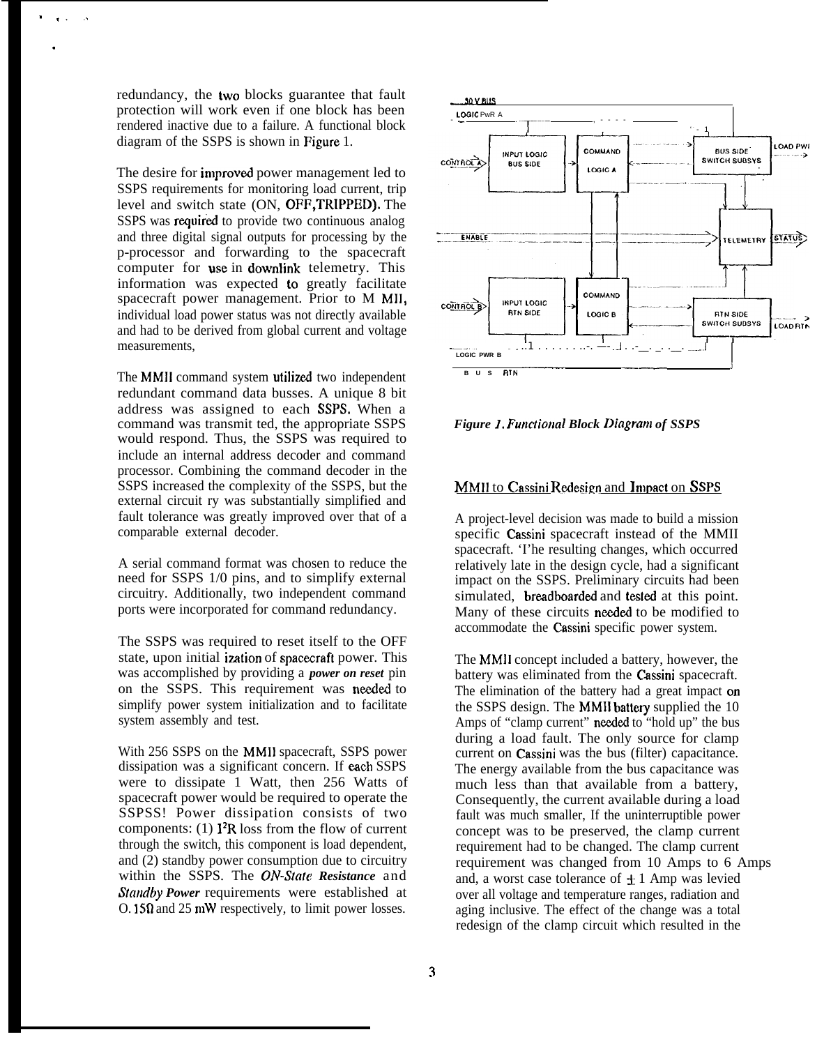redundancy, the two blocks guarantee that fault protection will work even if one block has been rendered inactive due to a failure. A functional block diagram of the SSPS is shown in Figure 1.

The desire for improved power management led to SSPS requirements for monitoring load current, trip level and switch state (ON, OFF,TRIPPED). The SSPS was required to provide two continuous analog and three digital signal outputs for processing by the µ-processor and forwarding to the spacecraft computer for use in downlink telemetry. This information was expected to greatly facilitate spacecraft power management. Prior to MMII, individual load power status was not directly available and had to be derived from global current and voltage measurements,

The MMII command system utilized two independent redundant command data busses. A unique 8 bit address was assigned to each SSPS. When a command was transmitted, the appropriate SSPS would respond. Thus, the SSPS was required to include an internal address decoder and command processor. Combining the command decoder in the SSPS increased the complexity of the SSPS, but the external circuitry was substantially simplified and fault tolerance was greatly improved over that of a comparable external decoder.

A serial command format was chosen to reduce the need for SSPS I/O pins, and to simplify external circuitry. Additionally, two independent command ports were incorporated for command redundancy.

The SSPS was required to reset itself to the OFF state, upon initialization of spacecraft power. This was accomplished by providing a ***power on reset*** pin on the SSPS. This requirement was needed to simplify power system initialization and to facilitate system assembly and test.

With 256 SSPS on the MMII spacecraft, SSPS power dissipation was a significant concern. If each SSPS were to dissipate 1 Watt, then 256 Watts of spacecraft power would be required to operate the SSPSS! Power dissipation consists of two components: (1) $I^2R$ loss from the flow of current through the switch, this component is load dependent, and (2) standby power consumption due to circuitry within the SSPS. The ***ON-State Resistance*** and ***Standby Power*** requirements were established at 0.15Ω and 25 mW respectively, to limit power losses.

***Figure 1. Functional Block Diagram of SSPS***

## MMII to Cassini Redesign and Impact on SSPS

A project-level decision was made to build a mission specific Cassini spacecraft instead of the MMII spacecraft. The resulting changes, which occurred relatively late in the design cycle, had a significant impact on the SSPS. Preliminary circuits had been simulated, breadboarded and tested at this point. Many of these circuits needed to be modified to accommodate the Cassini specific power system.

The MMII concept included a battery, however, the battery was eliminated from the Cassini spacecraft. The elimination of the battery had a great impact on the SSPS design. The MMII battery supplied the 10 Amps of "clamp current" needed to "hold up" the bus during a load fault. The only source for clamp current on Cassini was the bus (filter) capacitance. The energy available from the bus capacitance was much less than that available from a battery, Consequently, the current available during a load fault was much smaller, If the uninterruptible power concept was to be preserved, the clamp current requirement had to be changed. The clamp current requirement was changed from 10 Amps to 6 Amps and, a worst case tolerance of ± 1 Amp was levied over all voltage and temperature ranges, radiation and aging inclusive. The effect of the change was a total redesign of the clamp circuit which resulted in the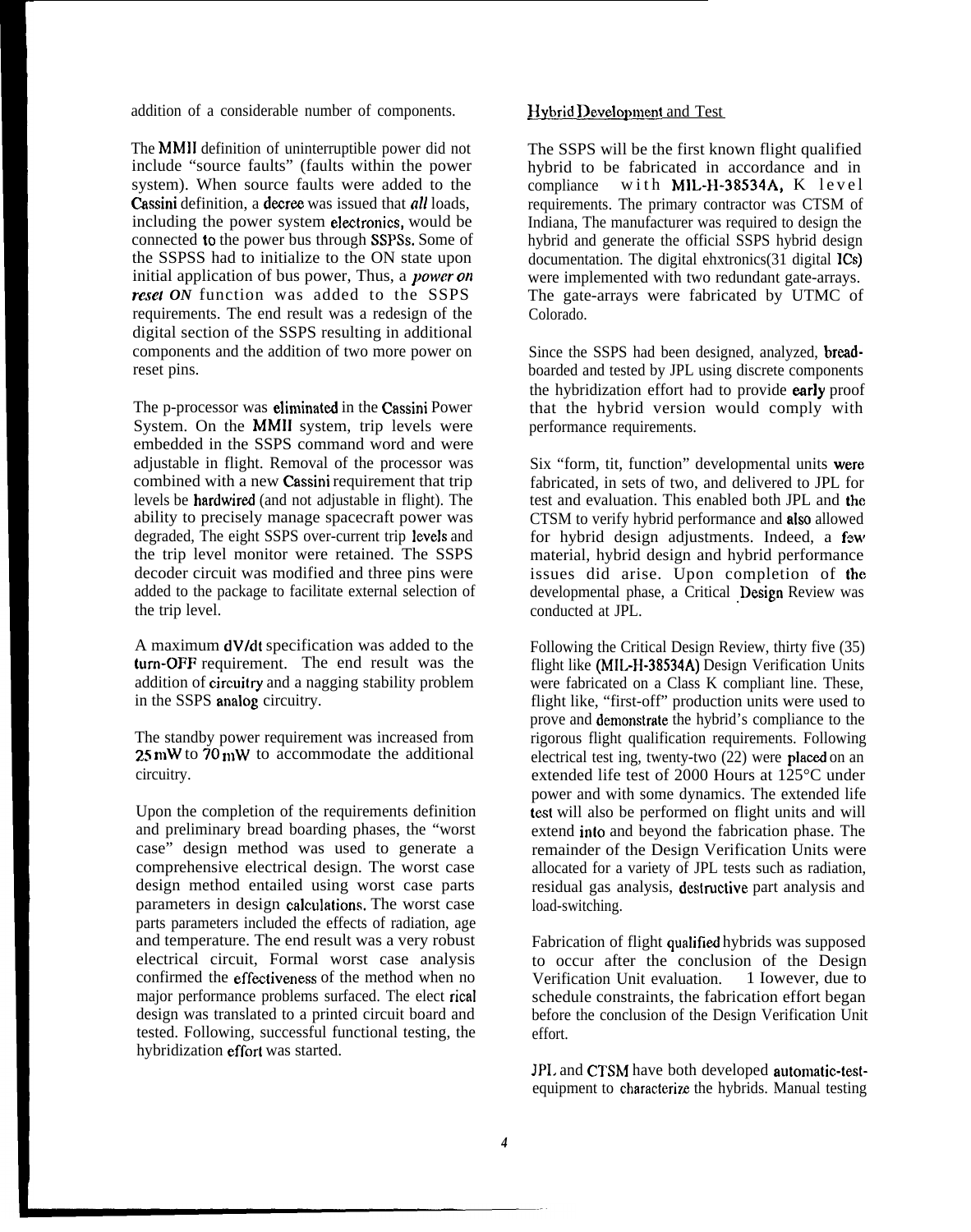addition of a considerable number of components.

The MMII definition of uninterruptible power did not include "source faults" (faults within the power system). When source faults were added to the Cassini definition, a decree was issued that *all* loads, including the power system electronics, would be connected to the power bus through SSPSs. Some of the SSPSS had to initialize to the ON state upon initial application of bus power, Thus, a *power on reset ON* function was added to the SSPS requirements. The end result was a redesign of the digital section of the SSPS resulting in additional components and the addition of two more power on reset pins.

The p-processor was eliminated in the Cassini Power System. On the MMII system, trip levels were embedded in the SSPS command word and were adjustable in flight. Removal of the processor was combined with a new Cassini requirement that trip levels be hardwired (and not adjustable in flight). The ability to precisely manage spacecraft power was degraded, The eight SSPS over-current trip levels and the trip level monitor were retained. The SSPS decoder circuit was modified and three pins were added to the package to facilitate external selection of the trip level.

A maximum dV/dt specification was added to the turn-OFF requirement. The end result was the addition of circuitry and a nagging stability problem in the SSPS analog circuitry.

The standby power requirement was increased from 25 mW to 70 mW to accommodate the additional circuitry.

Upon the completion of the requirements definition and preliminary bread boarding phases, the "worst case" design method was used to generate a comprehensive electrical design. The worst case design method entailed using worst case parts parameters in design calculations. The worst case parts parameters included the effects of radiation, age and temperature. The end result was a very robust electrical circuit, Formal worst case analysis confirmed the effectiveness of the method when no major performance problems surfaced. The elect rical design was translated to a printed circuit board and tested. Following, successful functional testing, the hybridization effort was started.

## Hybrid Development and Test

The SSPS will be the first known flight qualified hybrid to be fabricated in accordance and in compliance with MIL-H-38534A, K level requirements. The primary contractor was CTSM of Indiana, The manufacturer was required to design the hybrid and generate the official SSPS hybrid design documentation. The digital ehxtronics(31 digital ICs) were implemented with two redundant gate-arrays. The gate-arrays were fabricated by UTMC of Colorado.

Since the SSPS had been designed, analyzed, bread-boarded and tested by JPL using discrete components the hybridization effort had to provide early proof that the hybrid version would comply with performance requirements.

Six "form, tit, function" developmental units were fabricated, in sets of two, and delivered to JPL for test and evaluation. This enabled both JPL and the CTSM to verify hybrid performance and also allowed for hybrid design adjustments. Indeed, a few material, hybrid design and hybrid performance issues did arise. Upon completion of the developmental phase, a Critical Design Review was conducted at JPL.

Following the Critical Design Review, thirty five (35) flight like (MIL-H-38534A) Design Verification Units were fabricated on a Class K compliant line. These, flight like, "first-off" production units were used to prove and demonstrate the hybrid's compliance to the rigorous flight qualification requirements. Following electrical test ing, twenty-two (22) were placed on an extended life test of 2000 Hours at 125°C under power and with some dynamics. The extended life test will also be performed on flight units and will extend into and beyond the fabrication phase. The remainder of the Design Verification Units were allocated for a variety of JPL tests such as radiation, residual gas analysis, destructive part analysis and load-switching.

Fabrication of flight qualified hybrids was supposed to occur after the conclusion of the Design Verification Unit evaluation. 1 Iowever, due to schedule constraints, the fabrication effort began before the conclusion of the Design Verification Unit effort.

JPL and CTSM have both developed automatic-test-equipment to characterize the hybrids. Manual testing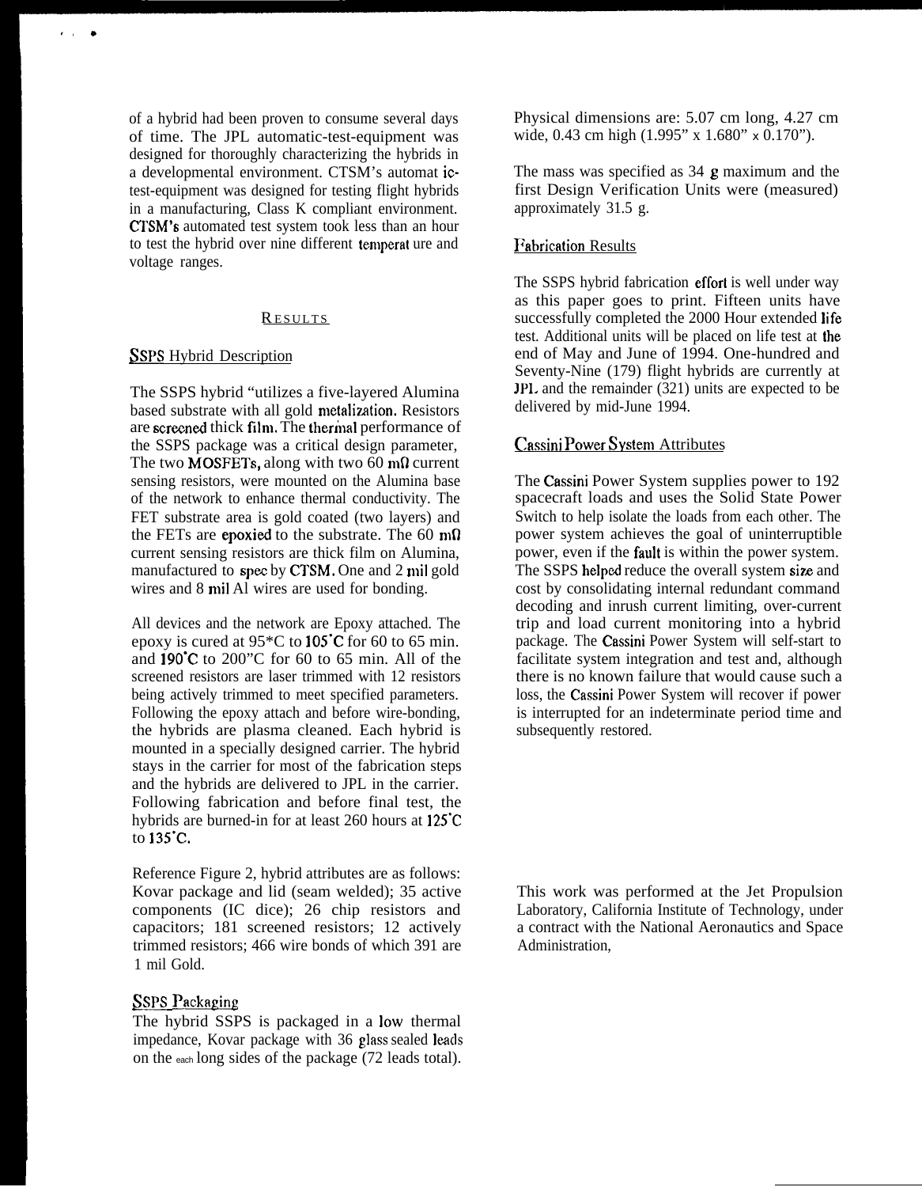of a hybrid had been proven to consume several days of time. The JPL automatic-test-equipment was designed for thoroughly characterizing the hybrids in a developmental environment. CTSM's automatic-test-equipment was designed for testing flight hybrids in a manufacturing, Class K compliant environment. CTSM's automated test system took less than an hour to test the hybrid over nine different temperature and voltage ranges.

## RESULTS

### SSPS Hybrid Description

The SSPS hybrid "utilizes a five-layered Alumina based substrate with all gold metalization. Resistors are screened thick film. The thermal performance of the SSPS package was a critical design parameter, The two MOSFETs, along with two 60 mΩ current sensing resistors, were mounted on the Alumina base of the network to enhance thermal conductivity. The FET substrate area is gold coated (two layers) and the FETs are epoxied to the substrate. The 60 mΩ current sensing resistors are thick film on Alumina, manufactured to spec by CTSM. One and 2 mil gold wires and 8 mil Al wires are used for bonding.

All devices and the network are Epoxy attached. The epoxy is cured at 95*C to 105°C for 60 to 65 min. and 190°C to 200"C for 60 to 65 min. All of the screened resistors are laser trimmed with 12 resistors being actively trimmed to meet specified parameters. Following the epoxy attach and before wire-bonding, the hybrids are plasma cleaned. Each hybrid is mounted in a specially designed carrier. The hybrid stays in the carrier for most of the fabrication steps and the hybrids are delivered to JPL in the carrier. Following fabrication and before final test, the hybrids are burned-in for at least 260 hours at 125°C to 135°C.

Reference Figure 2, hybrid attributes are as follows: Kovar package and lid (seam welded); 35 active components (IC dice); 26 chip resistors and capacitors; 181 screened resistors; 12 actively trimmed resistors; 466 wire bonds of which 391 are 1 mil Gold.

### SSPS Packaging

The hybrid SSPS is packaged in a low thermal impedance, Kovar package with 36 glass sealed leads on the each long sides of the package (72 leads total). Physical dimensions are: 5.07 cm long, 4.27 cm wide, 0.43 cm high (1.995" x 1.680" x 0.170").

The mass was specified as 34 g maximum and the first Design Verification Units were (measured) approximately 31.5 g.

### Fabrication Results

The SSPS hybrid fabrication effort is well under way as this paper goes to print. Fifteen units have successfully completed the 2000 Hour extended life test. Additional units will be placed on life test at the end of May and June of 1994. One-hundred and Seventy-Nine (179) flight hybrids are currently at JPL and the remainder (321) units are expected to be delivered by mid-June 1994.

### Cassini Power System Attributes

The Cassini Power System supplies power to 192 spacecraft loads and uses the Solid State Power Switch to help isolate the loads from each other. The power system achieves the goal of uninterruptible power, even if the fault is within the power system. The SSPS helped reduce the overall system size and cost by consolidating internal redundant command decoding and inrush current limiting, over-current trip and load current monitoring into a hybrid package. The Cassini Power System will self-start to facilitate system integration and test and, although there is no known failure that would cause such a loss, the Cassini Power System will recover if power is interrupted for an indeterminate period time and subsequently restored.

This work was performed at the Jet Propulsion Laboratory, California Institute of Technology, under a contract with the National Aeronautics and Space Administration,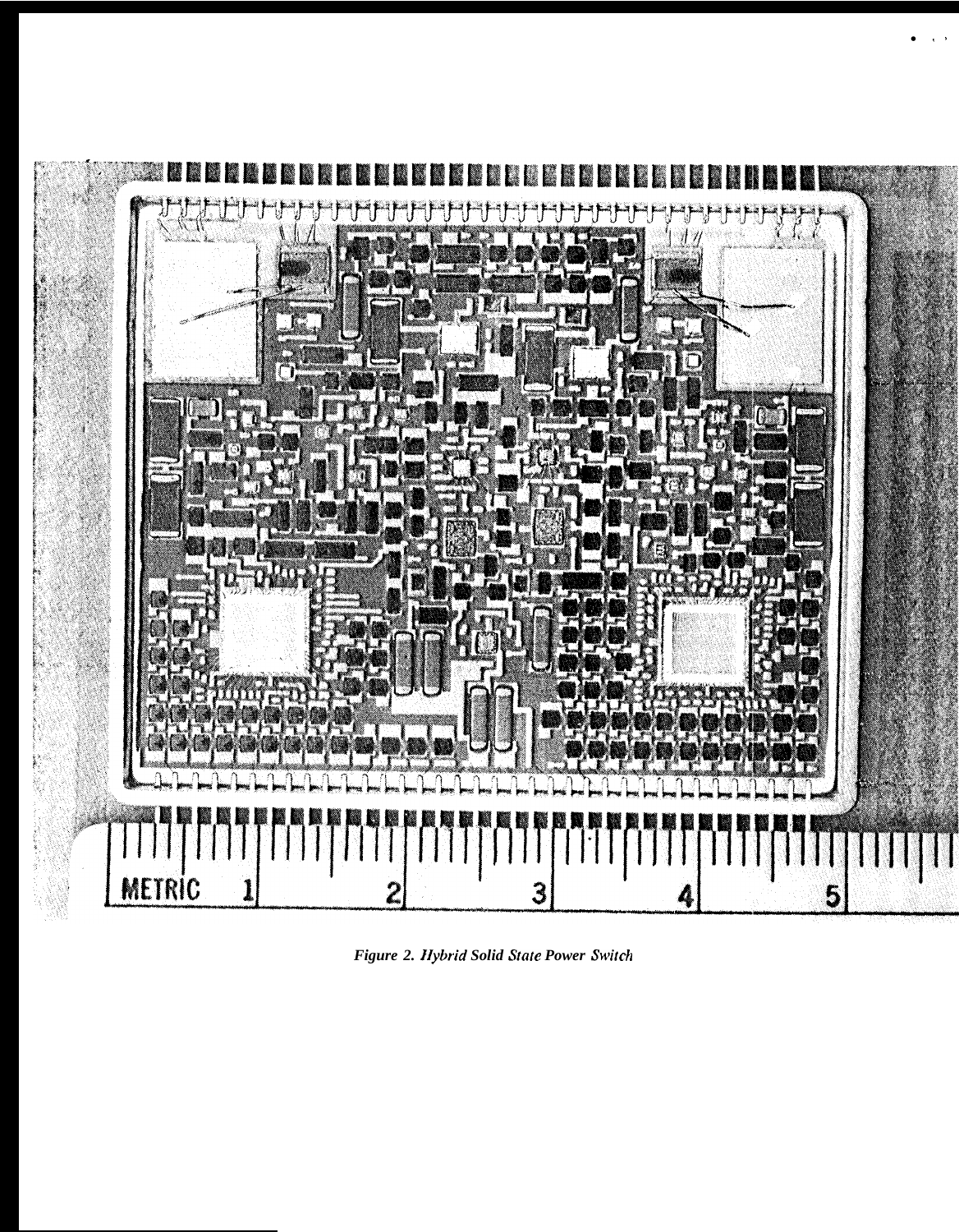*Figure 2. Hybrid Solid State Power Switch*